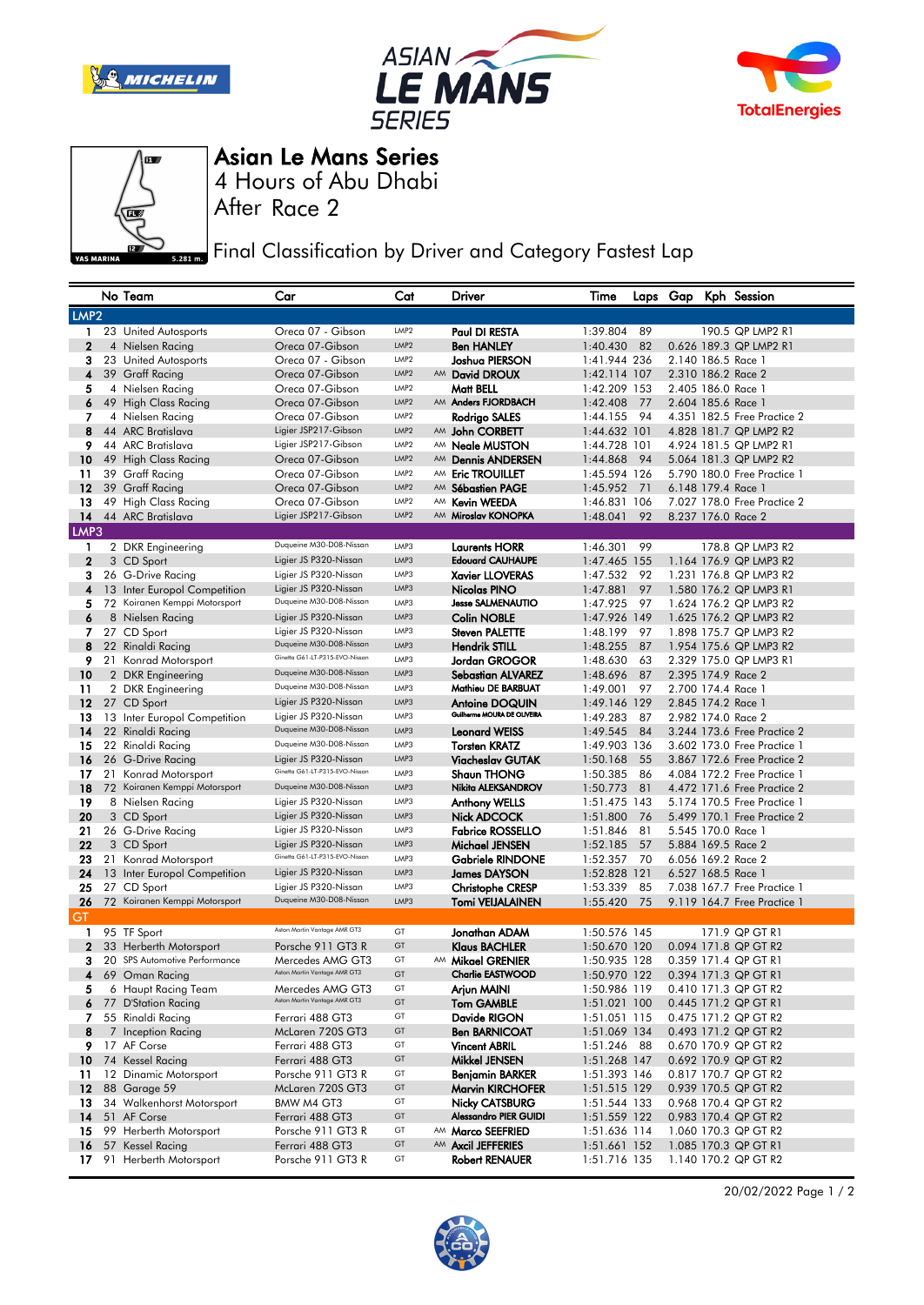# Asian Le Mans Series

## 4 Hours of Abu Dhabi

### After Race 2

### Final Classification by Driver and Category Fastest Lap

| | No | Team | Car | Cat | | Driver | Time | Laps | Gap | Kph | Session |
|---|---|---|---|---|---|---|---|---|---|---|---|
| **LMP2** | | | | | | | | | | | |
| 1 | 23 | United Autosports | Oreca 07 - Gibson | LMP2 | | Paul DI RESTA | 1:39.804 | 89 | | 190.5 | QP LMP2 R1 |
| 2 | 4 | Nielsen Racing | Oreca 07-Gibson | LMP2 | | Ben HANLEY | 1:40.430 | 82 | 0.626 | 189.3 | QP LMP2 R1 |
| 3 | 23 | United Autosports | Oreca 07 - Gibson | LMP2 | | Joshua PIERSON | 1:41.944 | 236 | 2.140 | 186.5 | Race 1 |
| 4 | 39 | Graff Racing | Oreca 07-Gibson | LMP2 | AM | David DROUX | 1:42.114 | 107 | 2.310 | 186.2 | Race 2 |
| 5 | 4 | Nielsen Racing | Oreca 07-Gibson | LMP2 | | Matt BELL | 1:42.209 | 153 | 2.405 | 186.0 | Race 1 |
| 6 | 49 | High Class Racing | Oreca 07-Gibson | LMP2 | AM | Anders FJORDBACH | 1:42.408 | 77 | 2.604 | 185.6 | Race 1 |
| 7 | 4 | Nielsen Racing | Oreca 07-Gibson | LMP2 | | Rodrigo SALES | 1:44.155 | 94 | 4.351 | 182.5 | Free Practice 2 |
| 8 | 44 | ARC Bratislava | Ligier JSP217-Gibson | LMP2 | AM | John CORBETT | 1:44.632 | 101 | 4.828 | 181.7 | QP LMP2 R2 |
| 9 | 44 | ARC Bratislava | Ligier JSP217-Gibson | LMP2 | AM | Neale MUSTON | 1:44.728 | 101 | 4.924 | 181.5 | QP LMP2 R1 |
| 10 | 49 | High Class Racing | Oreca 07-Gibson | LMP2 | AM | Dennis ANDERSEN | 1:44.868 | 94 | 5.064 | 181.3 | QP LMP2 R2 |
| 11 | 39 | Graff Racing | Oreca 07-Gibson | LMP2 | AM | Eric TROUILLET | 1:45.594 | 126 | 5.790 | 180.0 | Free Practice 1 |
| 12 | 39 | Graff Racing | Oreca 07-Gibson | LMP2 | AM | Sébastien PAGE | 1:45.952 | 71 | 6.148 | 179.4 | Race 1 |
| 13 | 49 | High Class Racing | Oreca 07-Gibson | LMP2 | AM | Kevin WEEDA | 1:46.831 | 106 | 7.027 | 178.0 | Free Practice 2 |
| 14 | 44 | ARC Bratislava | Ligier JSP217-Gibson | LMP2 | AM | Miroslav KONOPKA | 1:48.041 | 92 | 8.237 | 176.0 | Race 2 |
| **LMP3** | | | | | | | | | | | |
| 1 | 2 | DKR Engineering | Duqueine M30-D08-Nissan | LMP3 | | Laurents HORR | 1:46.301 | 99 | | 178.8 | QP LMP3 R2 |
| 2 | 3 | CD Sport | Ligier JS P320-Nissan | LMP3 | | Edouard CAUHAUPE | 1:47.465 | 155 | 1.164 | 176.9 | QP LMP3 R2 |
| 3 | 26 | G-Drive Racing | Ligier JS P320-Nissan | LMP3 | | Xavier LLOVERAS | 1:47.532 | 92 | 1.231 | 176.8 | QP LMP3 R2 |
| 4 | 13 | Inter Europol Competition | Ligier JS P320-Nissan | LMP3 | | Nicolas PINO | 1:47.881 | 97 | 1.580 | 176.2 | QP LMP3 R1 |
| 5 | 72 | Koiranen Kemppi Motorsport | Duqueine M30-D08-Nissan | LMP3 | | Jesse SALMENAUTIO | 1:47.925 | 97 | 1.624 | 176.2 | QP LMP3 R2 |
| 6 | 8 | Nielsen Racing | Ligier JS P320-Nissan | LMP3 | | Colin NOBLE | 1:47.926 | 149 | 1.625 | 176.2 | QP LMP3 R2 |
| 7 | 27 | CD Sport | Ligier JS P320-Nissan | LMP3 | | Steven PALETTE | 1:48.199 | 97 | 1.898 | 175.7 | QP LMP3 R2 |
| 8 | 22 | Rinaldi Racing | Duqueine M30-D08-Nissan | LMP3 | | Hendrik STILL | 1:48.255 | 87 | 1.954 | 175.6 | QP LMP3 R2 |
| 9 | 21 | Konrad Motorsport | Ginetta G61-LT-P315-EVO-Nissan | LMP3 | | Jordan GROGOR | 1:48.630 | 63 | 2.329 | 175.0 | QP LMP3 R1 |
| 10 | 2 | DKR Engineering | Duqueine M30-D08-Nissan | LMP3 | | Sebastian ALVAREZ | 1:48.696 | 87 | 2.395 | 174.9 | Race 2 |
| 11 | 2 | DKR Engineering | Duqueine M30-D08-Nissan | LMP3 | | Mathieu DE BARBUAT | 1:49.001 | 97 | 2.700 | 174.4 | Race 1 |
| 12 | 27 | CD Sport | Ligier JS P320-Nissan | LMP3 | | Antoine DOQUIN | 1:49.146 | 129 | 2.845 | 174.2 | Race 1 |
| 13 | 13 | Inter Europol Competition | Ligier JS P320-Nissan | LMP3 | | Guilherme MOURA DE OLIVEIRA | 1:49.283 | 87 | 2.982 | 174.0 | Race 2 |
| 14 | 22 | Rinaldi Racing | Duqueine M30-D08-Nissan | LMP3 | | Leonard WEISS | 1:49.545 | 84 | 3.244 | 173.6 | Free Practice 2 |
| 15 | 22 | Rinaldi Racing | Duqueine M30-D08-Nissan | LMP3 | | Torsten KRATZ | 1:49.903 | 136 | 3.602 | 173.0 | Free Practice 1 |
| 16 | 26 | G-Drive Racing | Ligier JS P320-Nissan | LMP3 | | Viacheslav GUTAK | 1:50.168 | 55 | 3.867 | 172.6 | Free Practice 2 |
| 17 | 21 | Konrad Motorsport | Ginetta G61-LT-P315-EVO-Nissan | LMP3 | | Shaun THONG | 1:50.385 | 86 | 4.084 | 172.2 | Free Practice 1 |
| 18 | 72 | Koiranen Kemppi Motorsport | Duqueine M30-D08-Nissan | LMP3 | | Nikita ALEKSANDROV | 1:50.773 | 81 | 4.472 | 171.6 | Free Practice 2 |
| 19 | 8 | Nielsen Racing | Ligier JS P320-Nissan | LMP3 | | Anthony WELLS | 1:51.475 | 143 | 5.174 | 170.5 | Free Practice 1 |
| 20 | 3 | CD Sport | Ligier JS P320-Nissan | LMP3 | | Nick ADCOCK | 1:51.800 | 76 | 5.499 | 170.1 | Free Practice 2 |
| 21 | 26 | G-Drive Racing | Ligier JS P320-Nissan | LMP3 | | Fabrice ROSSELLO | 1:51.846 | 81 | 5.545 | 170.0 | Race 1 |
| 22 | 3 | CD Sport | Ligier JS P320-Nissan | LMP3 | | Michael JENSEN | 1:52.185 | 57 | 5.884 | 169.5 | Race 2 |
| 23 | 21 | Konrad Motorsport | Ginetta G61-LT-P315-EVO-Nissan | LMP3 | | Gabriele RINDONE | 1:52.357 | 70 | 6.056 | 169.2 | Race 2 |
| 24 | 13 | Inter Europol Competition | Ligier JS P320-Nissan | LMP3 | | James DAYSON | 1:52.828 | 121 | 6.527 | 168.5 | Race 1 |
| 25 | 27 | CD Sport | Ligier JS P320-Nissan | LMP3 | | Christophe CRESP | 1:53.339 | 85 | 7.038 | 167.7 | Free Practice 1 |
| 26 | 72 | Koiranen Kemppi Motorsport | Duqueine M30-D08-Nissan | LMP3 | | Tomi VEIJALAINEN | 1:55.420 | 75 | 9.119 | 164.7 | Free Practice 1 |
| **GT** | | | | | | | | | | | |
| 1 | 95 | TF Sport | Aston Martin Vantage AMR GT3 | GT | | Jonathan ADAM | 1:50.576 | 145 | | 171.9 | QP GT R1 |
| 2 | 33 | Herberth Motorsport | Porsche 911 GT3 R | GT | | Klaus BACHLER | 1:50.670 | 120 | 0.094 | 171.8 | QP GT R2 |
| 3 | 20 | SPS Automotive Performance | Mercedes AMG GT3 | GT | AM | Mikael GRENIER | 1:50.935 | 128 | 0.359 | 171.4 | QP GT R1 |
| 4 | 69 | Oman Racing | Aston Martin Vantage AMR GT3 | GT | | Charlie EASTWOOD | 1:50.970 | 122 | 0.394 | 171.3 | QP GT R1 |
| 5 | 6 | Haupt Racing Team | Mercedes AMG GT3 | GT | | Arjun MAINI | 1:50.986 | 119 | 0.410 | 171.3 | QP GT R2 |
| 6 | 77 | D'Station Racing | Aston Martin Vantage AMR GT3 | GT | | Tom GAMBLE | 1:51.021 | 100 | 0.445 | 171.2 | QP GT R1 |
| 7 | 55 | Rinaldi Racing | Ferrari 488 GT3 | GT | | Davide RIGON | 1:51.051 | 115 | 0.475 | 171.2 | QP GT R2 |
| 8 | 7 | Inception Racing | McLaren 720S GT3 | GT | | Ben BARNICOAT | 1:51.069 | 134 | 0.493 | 171.2 | QP GT R2 |
| 9 | 17 | AF Corse | Ferrari 488 GT3 | GT | | Vincent ABRIL | 1:51.246 | 88 | 0.670 | 170.9 | QP GT R2 |
| 10 | 74 | Kessel Racing | Ferrari 488 GT3 | GT | | Mikkel JENSEN | 1:51.268 | 147 | 0.692 | 170.9 | QP GT R2 |
| 11 | 12 | Dinamic Motorsport | Porsche 911 GT3 R | GT | | Benjamin BARKER | 1:51.393 | 146 | 0.817 | 170.7 | QP GT R2 |
| 12 | 88 | Garage 59 | McLaren 720S GT3 | GT | | Marvin KIRCHOFER | 1:51.515 | 129 | 0.939 | 170.5 | QP GT R2 |
| 13 | 34 | Walkenhorst Motorsport | BMW M4 GT3 | GT | | Nicky CATSBURG | 1:51.544 | 133 | 0.968 | 170.4 | QP GT R2 |
| 14 | 51 | AF Corse | Ferrari 488 GT3 | GT | | Alessandro PIER GUIDI | 1:51.559 | 122 | 0.983 | 170.4 | QP GT R2 |
| 15 | 99 | Herberth Motorsport | Porsche 911 GT3 R | GT | AM | Marco SEEFRIED | 1:51.636 | 114 | 1.060 | 170.3 | QP GT R2 |
| 16 | 57 | Kessel Racing | Ferrari 488 GT3 | GT | AM | Axcil JEFFERIES | 1:51.661 | 152 | 1.085 | 170.3 | QP GT R1 |
| 17 | 91 | Herberth Motorsport | Porsche 911 GT3 R | GT | | Robert RENAUER | 1:51.716 | 135 | 1.140 | 170.2 | QP GT R2 |

20/02/2022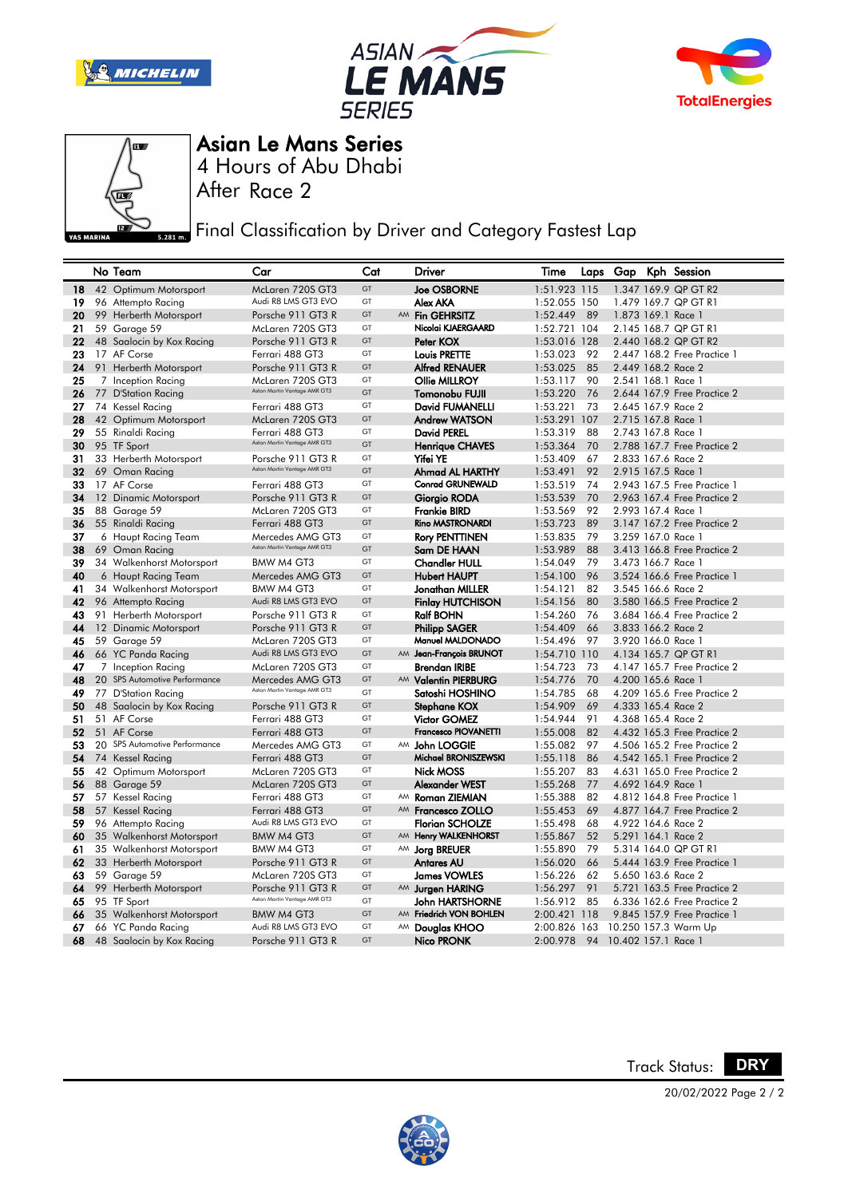# Asian Le Mans Series

4 Hours of Abu Dhabi

After Race 2

Final Classification by Driver and Category Fastest Lap

| | No | Team | Car | Cat | | Driver | Time | Laps | Gap | Kph | Session |
|---|---|---|---|---|---|---|---|---|---|---|---|
| 18 | 42 | Optimum Motorsport | McLaren 720S GT3 | GT | | Joe OSBORNE | 1:51.923 | 115 | 1.347 | 169.9 | QP GT R2 |
| 19 | 96 | Attempto Racing | Audi R8 LMS GT3 EVO | GT | | Alex AKA | 1:52.055 | 150 | 1.479 | 169.7 | QP GT R1 |
| 20 | 99 | Herberth Motorsport | Porsche 911 GT3 R | GT | AM | Fin GEHRSITZ | 1:52.449 | 89 | 1.873 | 169.1 | Race 2 |
| 21 | 59 | Garage 59 | McLaren 720S GT3 | GT | | Nicolai KJAERGAARD | 1:52.721 | 104 | 2.145 | 168.7 | QP GT R1 |
| 22 | 48 | Saalocin by Kox Racing | Porsche 911 GT3 R | GT | | Peter KOX | 1:53.016 | 128 | 2.440 | 168.2 | QP GT R2 |
| 23 | 17 | AF Corse | Ferrari 488 GT3 | GT | | Louis PRETTE | 1:53.023 | 92 | 2.447 | 168.2 | Free Practice 1 |
| 24 | 91 | Herberth Motorsport | Porsche 911 GT3 R | GT | | Alfred RENAUER | 1:53.025 | 85 | 2.449 | 168.2 | Race 2 |
| 25 | 7 | Inception Racing | McLaren 720S GT3 | GT | | Ollie MILLROY | 1:53.117 | 90 | 2.541 | 168.1 | Race 1 |
| 26 | 77 | D'Station Racing | Aston Martin Vantage AMR GT3 | GT | | Tomonobu FUJII | 1:53.220 | 76 | 2.644 | 167.9 | Free Practice 2 |
| 27 | 74 | Kessel Racing | Ferrari 488 GT3 | GT | | David FUMANELLI | 1:53.221 | 73 | 2.645 | 167.9 | Race 2 |
| 28 | 42 | Optimum Motorsport | McLaren 720S GT3 | GT | | Andrew WATSON | 1:53.291 | 107 | 2.715 | 167.8 | Race 1 |
| 29 | 55 | Rinaldi Racing | Ferrari 488 GT3 | GT | | David PEREL | 1:53.319 | 88 | 2.743 | 167.8 | Race 1 |
| 30 | 95 | TF Sport | Aston Martin Vantage AMR GT3 | GT | | Henrique CHAVES | 1:53.364 | 70 | 2.788 | 167.7 | Free Practice 2 |
| 31 | 33 | Herberth Motorsport | Porsche 911 GT3 R | GT | | Yifei YE | 1:53.409 | 67 | 2.833 | 167.6 | Race 2 |
| 32 | 69 | Oman Racing | Aston Martin Vantage AMR GT3 | GT | | Ahmad AL HARTHY | 1:53.491 | 92 | 2.915 | 167.5 | Race 1 |
| 33 | 17 | AF Corse | Ferrari 488 GT3 | GT | | Conrad GRUNEWALD | 1:53.519 | 74 | 2.943 | 167.5 | Free Practice 1 |
| 34 | 12 | Dinamic Motorsport | Porsche 911 GT3 R | GT | | Giorgio RODA | 1:53.539 | 70 | 2.963 | 167.4 | Free Practice 2 |
| 35 | 88 | Garage 59 | McLaren 720S GT3 | GT | | Frankie BIRD | 1:53.569 | 92 | 2.993 | 167.4 | Race 1 |
| 36 | 55 | Rinaldi Racing | Ferrari 488 GT3 | GT | | Rino MASTRONARDI | 1:53.723 | 89 | 3.147 | 167.2 | Free Practice 2 |
| 37 | 6 | Haupt Racing Team | Mercedes AMG GT3 | GT | | Rory PENTTINEN | 1:53.835 | 79 | 3.259 | 167.0 | Race 1 |
| 38 | 69 | Oman Racing | Aston Martin Vantage AMR GT3 | GT | | Sam DE HAAN | 1:53.989 | 88 | 3.413 | 166.8 | Free Practice 2 |
| 39 | 34 | Walkenhorst Motorsport | BMW M4 GT3 | GT | | Chandler HULL | 1:54.049 | 79 | 3.473 | 166.7 | Race 1 |
| 40 | 6 | Haupt Racing Team | Mercedes AMG GT3 | GT | | Hubert HAUPT | 1:54.100 | 96 | 3.524 | 166.6 | Free Practice 1 |
| 41 | 34 | Walkenhorst Motorsport | BMW M4 GT3 | GT | | Jonathan MILLER | 1:54.121 | 82 | 3.545 | 166.6 | Race 2 |
| 42 | 96 | Attempto Racing | Audi R8 LMS GT3 EVO | GT | | Finlay HUTCHISON | 1:54.156 | 80 | 3.580 | 166.5 | Free Practice 2 |
| 43 | 91 | Herberth Motorsport | Porsche 911 GT3 R | GT | | Ralf BOHN | 1:54.260 | 76 | 3.684 | 166.4 | Free Practice 2 |
| 44 | 12 | Dinamic Motorsport | Porsche 911 GT3 R | GT | | Philipp SAGER | 1:54.409 | 66 | 3.833 | 166.2 | Race 2 |
| 45 | 59 | Garage 59 | McLaren 720S GT3 | GT | | Manuel MALDONADO | 1:54.496 | 97 | 3.920 | 166.0 | Race 1 |
| 46 | 66 | YC Panda Racing | Audi R8 LMS GT3 EVO | GT | AM | Jean-François BRUNOT | 1:54.710 | 110 | 4.134 | 165.7 | QP GT R1 |
| 47 | 7 | Inception Racing | McLaren 720S GT3 | GT | | Brendan IRIBE | 1:54.723 | 73 | 4.147 | 165.7 | Free Practice 2 |
| 48 | 20 | SPS Automotive Performance | Mercedes AMG GT3 | GT | AM | Valentin PIERBURG | 1:54.776 | 70 | 4.200 | 165.6 | Race 1 |
| 49 | 77 | D'Station Racing | Aston Martin Vantage AMR GT3 | GT | | Satoshi HOSHINO | 1:54.785 | 68 | 4.209 | 165.6 | Free Practice 2 |
| 50 | 48 | Saalocin by Kox Racing | Porsche 911 GT3 R | GT | | Stephane KOX | 1:54.909 | 69 | 4.333 | 165.4 | Race 2 |
| 51 | 51 | AF Corse | Ferrari 488 GT3 | GT | | Victor GOMEZ | 1:54.944 | 91 | 4.368 | 165.4 | Race 2 |
| 52 | 51 | AF Corse | Ferrari 488 GT3 | GT | | Francesco PIOVANETTI | 1:55.008 | 82 | 4.432 | 165.3 | Free Practice 2 |
| 53 | 20 | SPS Automotive Performance | Mercedes AMG GT3 | GT | AM | John LOGGIE | 1:55.082 | 97 | 4.506 | 165.2 | Free Practice 2 |
| 54 | 74 | Kessel Racing | Ferrari 488 GT3 | GT | | Michael BRONISZEWSKI | 1:55.118 | 86 | 4.542 | 165.1 | Free Practice 2 |
| 55 | 42 | Optimum Motorsport | McLaren 720S GT3 | GT | | Nick MOSS | 1:55.207 | 83 | 4.631 | 165.0 | Free Practice 2 |
| 56 | 88 | Garage 59 | McLaren 720S GT3 | GT | | Alexander WEST | 1:55.268 | 77 | 4.692 | 164.9 | Race 1 |
| 57 | 57 | Kessel Racing | Ferrari 488 GT3 | GT | AM | Roman ZIEMIAN | 1:55.388 | 82 | 4.812 | 164.8 | Free Practice 1 |
| 58 | 57 | Kessel Racing | Ferrari 488 GT3 | GT | AM | Francesco ZOLLO | 1:55.453 | 69 | 4.877 | 164.7 | Free Practice 2 |
| 59 | 96 | Attempto Racing | Audi R8 LMS GT3 EVO | GT | | Florian SCHOLZE | 1:55.498 | 68 | 4.922 | 164.6 | Race 2 |
| 60 | 35 | Walkenhorst Motorsport | BMW M4 GT3 | GT | AM | Henry WALKENHORST | 1:55.867 | 52 | 5.291 | 164.1 | Race 2 |
| 61 | 35 | Walkenhorst Motorsport | BMW M4 GT3 | GT | AM | Jorg BREUER | 1:55.890 | 79 | 5.314 | 164.0 | QP GT R1 |
| 62 | 33 | Herberth Motorsport | Porsche 911 GT3 R | GT | | Antares AU | 1:56.020 | 66 | 5.444 | 163.9 | Free Practice 1 |
| 63 | 59 | Garage 59 | McLaren 720S GT3 | GT | | James VOWLES | 1:56.226 | 62 | 5.650 | 163.6 | Race 2 |
| 64 | 99 | Herberth Motorsport | Porsche 911 GT3 R | GT | AM | Jurgen HARING | 1:56.297 | 91 | 5.721 | 163.5 | Free Practice 2 |
| 65 | 95 | TF Sport | Aston Martin Vantage AMR GT3 | GT | | John HARTSHORNE | 1:56.912 | 85 | 6.336 | 162.6 | Free Practice 2 |
| 66 | 35 | Walkenhorst Motorsport | BMW M4 GT3 | GT | AM | Friedrich VON BOHLEN | 2:00.421 | 118 | 9.845 | 157.9 | Free Practice 1 |
| 67 | 66 | YC Panda Racing | Audi R8 LMS GT3 EVO | GT | AM | Douglas KHOO | 2:00.826 | 163 | 10.250 | 157.3 | Warm Up |
| 68 | 48 | Saalocin by Kox Racing | Porsche 911 GT3 R | GT | | Nico PRONK | 2:00.978 | 94 | 10.402 | 157.1 | Race 1 |

Track Status: **DRY**

20/02/2022